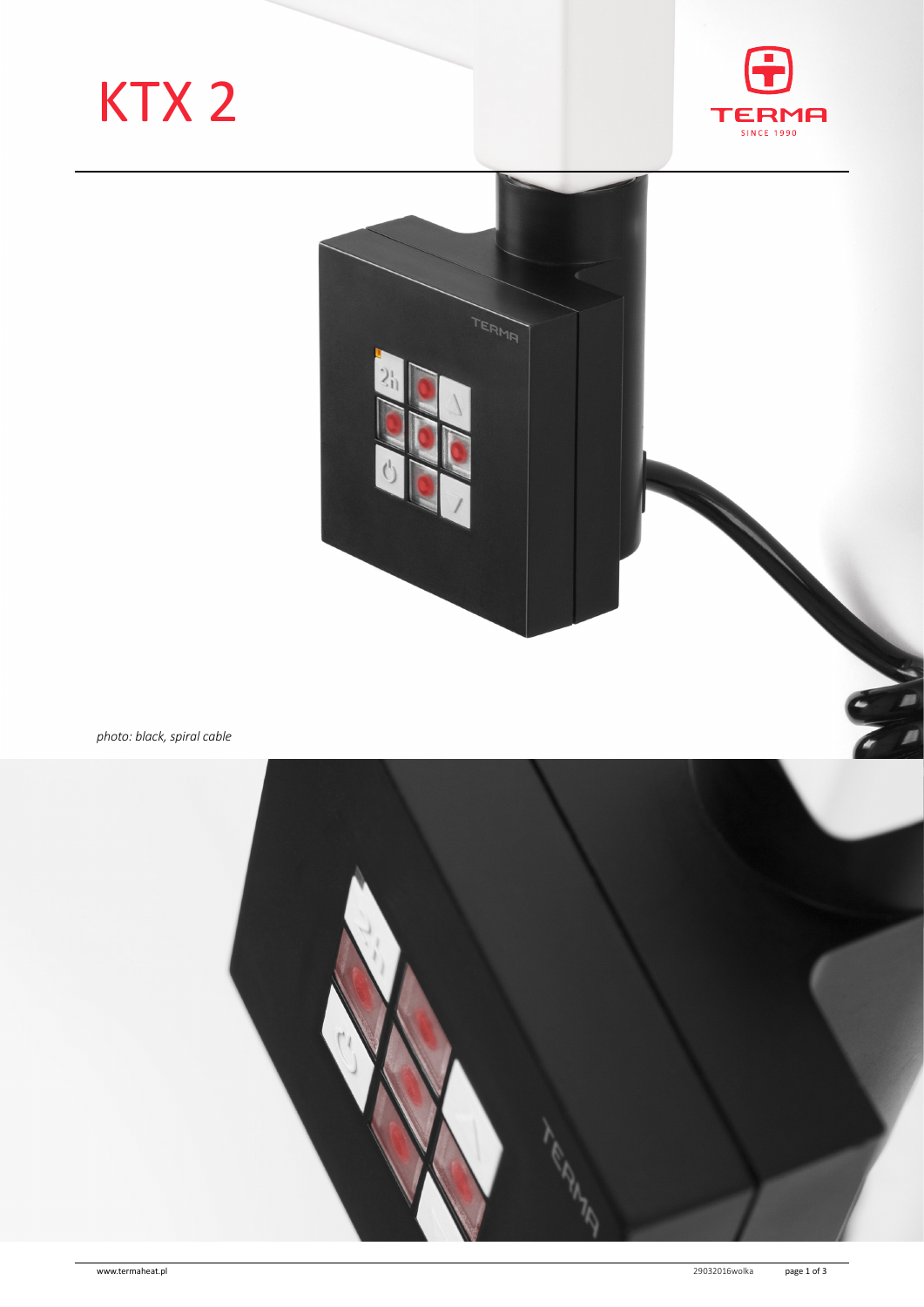# KTX 2

*photo: black, spiral cable*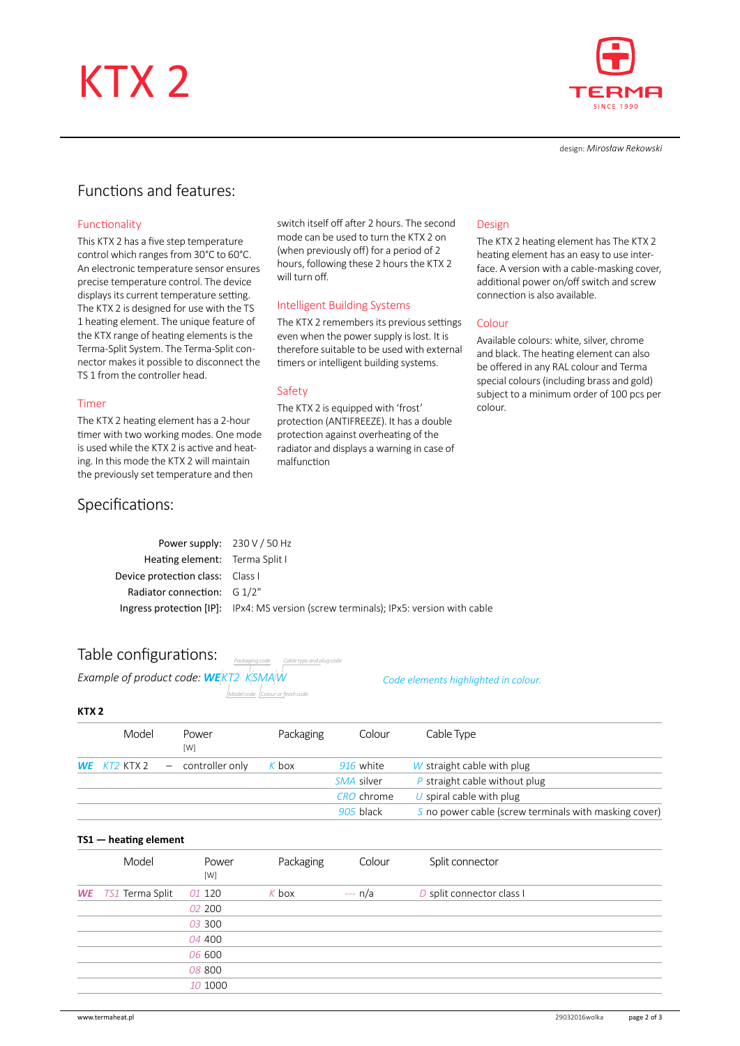# KTX 2

design: *Mirosław Rekowski*

## Functions and features:

### Functionality

This KTX 2 has a five step temperature control which ranges from 30°C to 60°C. An electronic temperature sensor ensures precise temperature control. The device displays its current temperature setting. The KTX 2 is designed for use with the TS 1 heating element. The unique feature of the KTX range of heating elements is the Terma-Split System. The Terma-Split connector makes it possible to disconnect the TS 1 from the controller head.

### Timer

The KTX 2 heating element has a 2-hour timer with two working modes. One mode is used while the KTX 2 is active and heating. In this mode the KTX 2 will maintain the previously set temperature and then switch itself off after 2 hours. The second mode can be used to turn the KTX 2 on (when previously off) for a period of 2 hours, following these 2 hours the KTX 2 will turn off.

### Intelligent Building Systems

The KTX 2 remembers its previous settings even when the power supply is lost. It is therefore suitable to be used with external timers or intelligent building systems.

### Safety

The KTX 2 is equipped with 'frost' protection (ANTIFREEZE). It has a double protection against overheating of the radiator and displays a warning in case of malfunction

### Design

The KTX 2 heating element has The KTX 2 heating element has an easy to use interface. A version with a cable-masking cover, additional power on/off switch and screw connection is also available.

### Colour

Available colours: white, silver, chrome and black. The heating element can also be offered in any RAL colour and Terma special colours (including brass and gold) subject to a minimum order of 100 pcs per colour.

## Specifications:

| | |
|---|---|
| Power supply: | 230 V / 50 Hz |
| Heating element: | Terma Split I |
| Device protection class: | Class I |
| Radiator connection: | G 1/2" |
| Ingress protection [IP]: | IPx4: MS version (screw terminals); IPx5: version with cable |

## Table configurations:

*Example of product code: **WE**KT2 KSMAW*

(Packaging code; Cable type and plug code; Model code; Colour or finish code)

*Code elements highlighted in colour.*

**KTX 2**

| | Model | Power [W] | Packaging | Colour | Cable Type |
|---|---|---|---|---|---|
| **WE** | *KT2* KTX 2 | – controller only | *K* box | *916* white | *W* straight cable with plug |
| | | | | *SMA* silver | *P* straight cable without plug |
| | | | | *CRO* chrome | *U* spiral cable with plug |
| | | | | *905* black | *S* no power cable (screw terminals with masking cover) |

**TS1 — heating element**

| | Model | Power [W] | Packaging | Colour | Split connector |
|---|---|---|---|---|---|
| **WE** | *TS1* Terma Split | *01* 120 | *K* box | *---* n/a | *D* split connector class I |
| | | *02* 200 | | | |
| | | *03* 300 | | | |
| | | *04* 400 | | | |
| | | *06* 600 | | | |
| | | *08* 800 | | | |
| | | *10* 1000 | | | |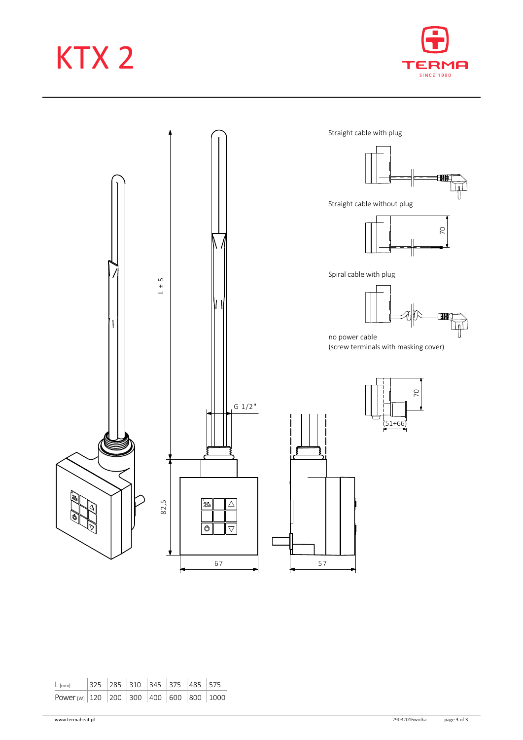# KTX 2

Straight cable with plug

Straight cable without plug

70

Spiral cable with plug

no power cable
(screw terminals with masking cover)

70

(51÷66)

L ± 5

G 1/2"

82,5

67

57

| L [mm] | 325 | 285 | 310 | 345 | 375 | 485 | 575 |
|---|---|---|---|---|---|---|---|
| Power [W] | 120 | 200 | 300 | 400 | 600 | 800 | 1000 |

www.termaheat.pl

29032016wolka